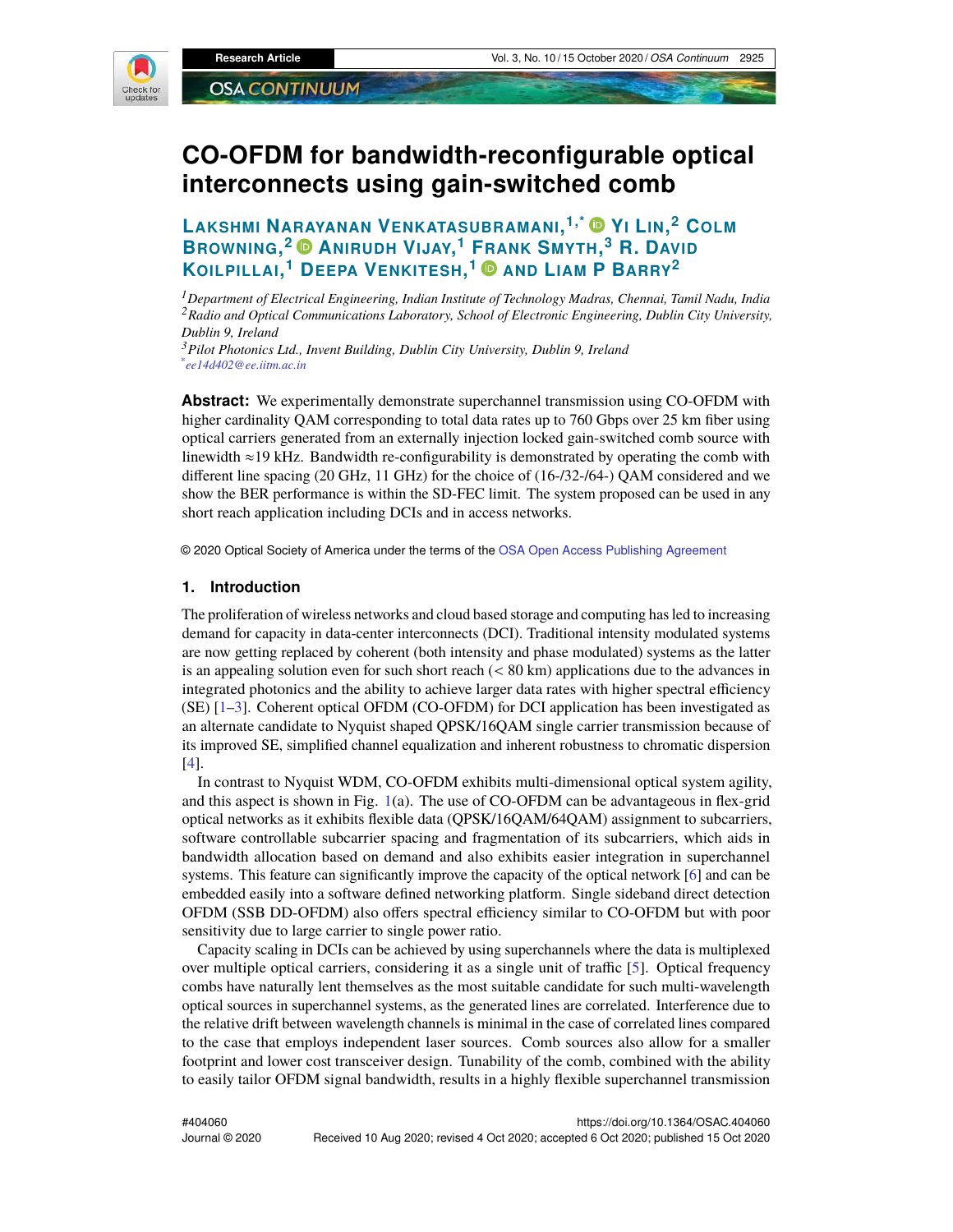# CO-OFDM for bandwidth-reconfigurable optical interconnects using gain-switched comb

**Lakshmi Narayanan Venkatasubramani,[1,*] Yi Lin,[2] Colm Browning,[2] Anirudh Vijay,[1] Frank Smyth,[3] R. David Koilpillai,[1] Deepa Venkitesh,[1] and Liam P Barry[2]**

[1] *Department of Electrical Engineering, Indian Institute of Technology Madras, Chennai, Tamil Nadu, India*
[2] *Radio and Optical Communications Laboratory, School of Electronic Engineering, Dublin City University, Dublin 9, Ireland*
[3] *Pilot Photonics Ltd., Invent Building, Dublin City University, Dublin 9, Ireland*
[*] *ee14d402@ee.iitm.ac.in*

**Abstract:** We experimentally demonstrate superchannel transmission using CO-OFDM with higher cardinality QAM corresponding to total data rates up to 760 Gbps over 25 km fiber using optical carriers generated from an externally injection locked gain-switched comb source with linewidth ≈19 kHz. Bandwidth re-configurability is demonstrated by operating the comb with different line spacing (20 GHz, 11 GHz) for the choice of (16-/32-/64-) QAM considered and we show the BER performance is within the SD-FEC limit. The system proposed can be used in any short reach application including DCIs and in access networks.

© 2020 Optical Society of America under the terms of the OSA Open Access Publishing Agreement

## 1. Introduction

The proliferation of wireless networks and cloud based storage and computing has led to increasing demand for capacity in data-center interconnects (DCI). Traditional intensity modulated systems are now getting replaced by coherent (both intensity and phase modulated) systems as the latter is an appealing solution even for such short reach (< 80 km) applications due to the advances in integrated photonics and the ability to achieve larger data rates with higher spectral efficiency (SE) [1–3]. Coherent optical OFDM (CO-OFDM) for DCI application has been investigated as an alternate candidate to Nyquist shaped QPSK/16QAM single carrier transmission because of its improved SE, simplified channel equalization and inherent robustness to chromatic dispersion [4].

In contrast to Nyquist WDM, CO-OFDM exhibits multi-dimensional optical system agility, and this aspect is shown in Fig. 1(a). The use of CO-OFDM can be advantageous in flex-grid optical networks as it exhibits flexible data (QPSK/16QAM/64QAM) assignment to subcarriers, software controllable subcarrier spacing and fragmentation of its subcarriers, which aids in bandwidth allocation based on demand and also exhibits easier integration in superchannel systems. This feature can significantly improve the capacity of the optical network [6] and can be embedded easily into a software defined networking platform. Single sideband direct detection OFDM (SSB DD-OFDM) also offers spectral efficiency similar to CO-OFDM but with poor sensitivity due to large carrier to single power ratio.

Capacity scaling in DCIs can be achieved by using superchannels where the data is multiplexed over multiple optical carriers, considering it as a single unit of traffic [5]. Optical frequency combs have naturally lent themselves as the most suitable candidate for such multi-wavelength optical sources in superchannel systems, as the generated lines are correlated. Interference due to the relative drift between wavelength channels is minimal in the case of correlated lines compared to the case that employs independent laser sources. Comb sources also allow for a smaller footprint and lower cost transceiver design. Tunability of the comb, combined with the ability to easily tailor OFDM signal bandwidth, results in a highly flexible superchannel transmission

#404060 https://doi.org/10.1364/OSAC.404060
Journal © 2020 Received 10 Aug 2020; revised 4 Oct 2020; accepted 6 Oct 2020; published 15 Oct 2020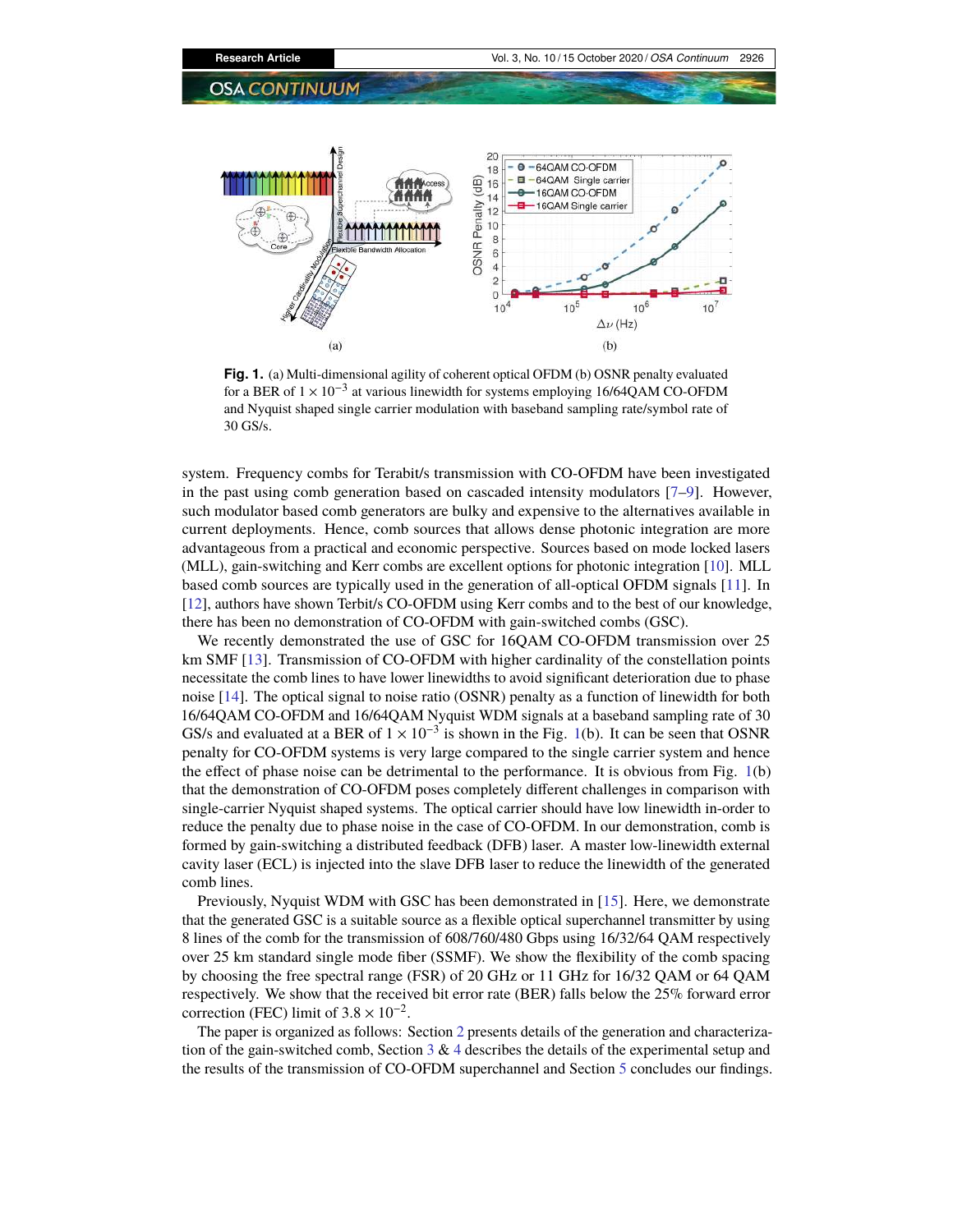**Fig. 1.** (a) Multi-dimensional agility of coherent optical OFDM (b) OSNR penalty evaluated for a BER of $1 \times 10^{-3}$ at various linewidth for systems employing 16/64QAM CO-OFDM and Nyquist shaped single carrier modulation with baseband sampling rate/symbol rate of 30 GS/s.

system. Frequency combs for Terabit/s transmission with CO-OFDM have been investigated in the past using comb generation based on cascaded intensity modulators [7–9]. However, such modulator based comb generators are bulky and expensive to the alternatives available in current deployments. Hence, comb sources that allows dense photonic integration are more advantageous from a practical and economic perspective. Sources based on mode locked lasers (MLL), gain-switching and Kerr combs are excellent options for photonic integration [10]. MLL based comb sources are typically used in the generation of all-optical OFDM signals [11]. In [12], authors have shown Terbit/s CO-OFDM using Kerr combs and to the best of our knowledge, there has been no demonstration of CO-OFDM with gain-switched combs (GSC).

We recently demonstrated the use of GSC for 16QAM CO-OFDM transmission over 25 km SMF [13]. Transmission of CO-OFDM with higher cardinality of the constellation points necessitate the comb lines to have lower linewidths to avoid significant deterioration due to phase noise [14]. The optical signal to noise ratio (OSNR) penalty as a function of linewidth for both 16/64QAM CO-OFDM and 16/64QAM Nyquist WDM signals at a baseband sampling rate of 30 GS/s and evaluated at a BER of $1 \times 10^{-3}$ is shown in the Fig. 1(b). It can be seen that OSNR penalty for CO-OFDM systems is very large compared to the single carrier system and hence the effect of phase noise can be detrimental to the performance. It is obvious from Fig. 1(b) that the demonstration of CO-OFDM poses completely different challenges in comparison with single-carrier Nyquist shaped systems. The optical carrier should have low linewidth in-order to reduce the penalty due to phase noise in the case of CO-OFDM. In our demonstration, comb is formed by gain-switching a distributed feedback (DFB) laser. A master low-linewidth external cavity laser (ECL) is injected into the slave DFB laser to reduce the linewidth of the generated comb lines.

Previously, Nyquist WDM with GSC has been demonstrated in [15]. Here, we demonstrate that the generated GSC is a suitable source as a flexible optical superchannel transmitter by using 8 lines of the comb for the transmission of 608/760/480 Gbps using 16/32/64 QAM respectively over 25 km standard single mode fiber (SSMF). We show the flexibility of the comb spacing by choosing the free spectral range (FSR) of 20 GHz or 11 GHz for 16/32 QAM or 64 QAM respectively. We show that the received bit error rate (BER) falls below the 25% forward error correction (FEC) limit of $3.8 \times 10^{-2}$.

The paper is organized as follows: Section 2 presents details of the generation and characterization of the gain-switched comb, Section 3 & 4 describes the details of the experimental setup and the results of the transmission of CO-OFDM superchannel and Section 5 concludes our findings.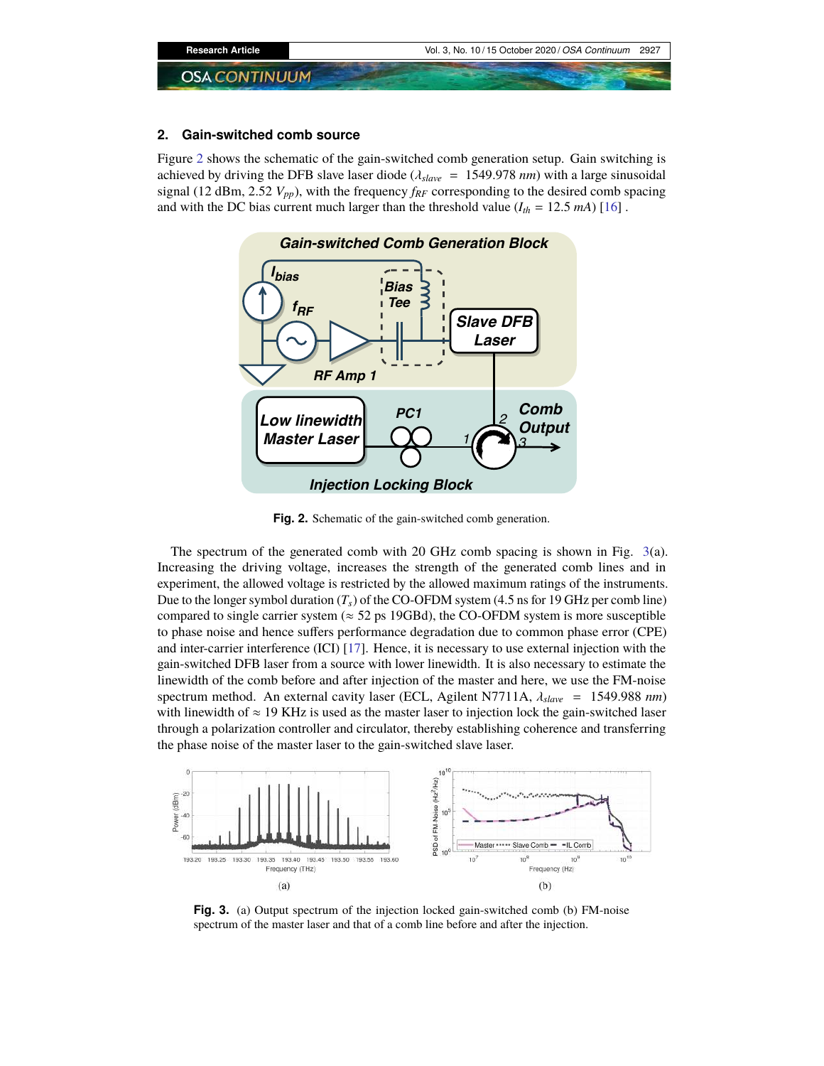## 2. Gain-switched comb source

Figure 2 shows the schematic of the gain-switched comb generation setup. Gain switching is achieved by driving the DFB slave laser diode ($\lambda_{slave}$ = 1549.978 $nm$) with a large sinusoidal signal (12 dBm, 2.52 $V_{pp}$), with the frequency $f_{RF}$ corresponding to the desired comb spacing and with the DC bias current much larger than the threshold value ($I_{th}$ = 12.5 $mA$) [16] .

**Fig. 2.** Schematic of the gain-switched comb generation.

The spectrum of the generated comb with 20 GHz comb spacing is shown in Fig. 3(a). Increasing the driving voltage, increases the strength of the generated comb lines and in experiment, the allowed voltage is restricted by the allowed maximum ratings of the instruments. Due to the longer symbol duration ($T_s$) of the CO-OFDM system (4.5 ns for 19 GHz per comb line) compared to single carrier system (≈ 52 ps 19GBd), the CO-OFDM system is more susceptible to phase noise and hence suffers performance degradation due to common phase error (CPE) and inter-carrier interference (ICI) [17]. Hence, it is necessary to use external injection with the gain-switched DFB laser from a source with lower linewidth. It is also necessary to estimate the linewidth of the comb before and after injection of the master and here, we use the FM-noise spectrum method. An external cavity laser (ECL, Agilent N7711A, $\lambda_{slave}$ = 1549.988 $nm$) with linewidth of ≈ 19 KHz is used as the master laser to injection lock the gain-switched laser through a polarization controller and circulator, thereby establishing coherence and transferring the phase noise of the master laser to the gain-switched slave laser.

**Fig. 3.** (a) Output spectrum of the injection locked gain-switched comb (b) FM-noise spectrum of the master laser and that of a comb line before and after the injection.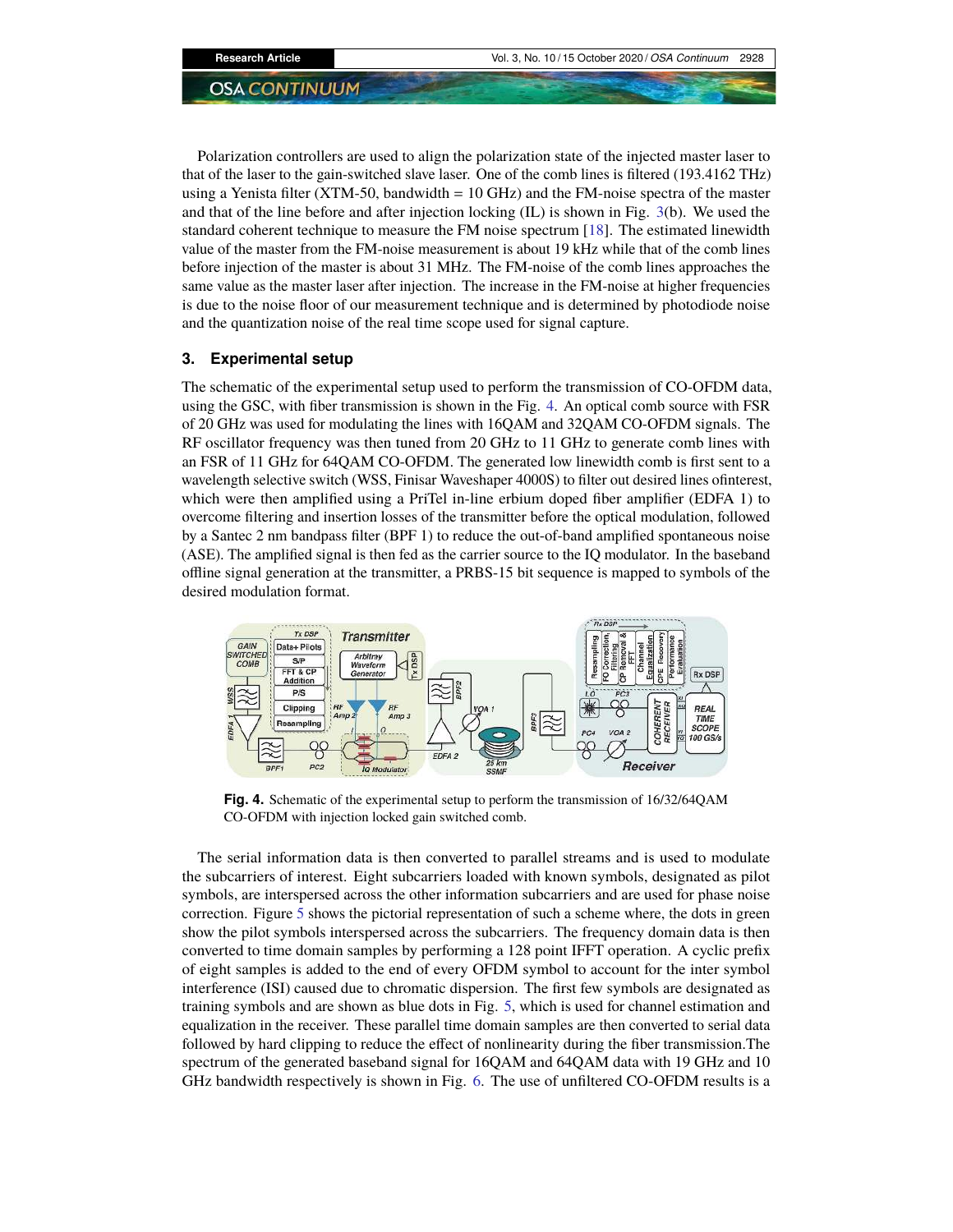Polarization controllers are used to align the polarization state of the injected master laser to that of the laser to the gain-switched slave laser. One of the comb lines is filtered (193.4162 THz) using a Yenista filter (XTM-50, bandwidth = 10 GHz) and the FM-noise spectra of the master and that of the line before and after injection locking (IL) is shown in Fig. 3(b). We used the standard coherent technique to measure the FM noise spectrum [18]. The estimated linewidth value of the master from the FM-noise measurement is about 19 kHz while that of the comb lines before injection of the master is about 31 MHz. The FM-noise of the comb lines approaches the same value as the master laser after injection. The increase in the FM-noise at higher frequencies is due to the noise floor of our measurement technique and is determined by photodiode noise and the quantization noise of the real time scope used for signal capture.

## 3. Experimental setup

The schematic of the experimental setup used to perform the transmission of CO-OFDM data, using the GSC, with fiber transmission is shown in the Fig. 4. An optical comb source with FSR of 20 GHz was used for modulating the lines with 16QAM and 32QAM CO-OFDM signals. The RF oscillator frequency was then tuned from 20 GHz to 11 GHz to generate comb lines with an FSR of 11 GHz for 64QAM CO-OFDM. The generated low linewidth comb is first sent to a wavelength selective switch (WSS, Finisar Waveshaper 4000S) to filter out desired lines ofinterest, which were then amplified using a PriTel in-line erbium doped fiber amplifier (EDFA 1) to overcome filtering and insertion losses of the transmitter before the optical modulation, followed by a Santec 2 nm bandpass filter (BPF 1) to reduce the out-of-band amplified spontaneous noise (ASE). The amplified signal is then fed as the carrier source to the IQ modulator. In the baseband offline signal generation at the transmitter, a PRBS-15 bit sequence is mapped to symbols of the desired modulation format.

**Fig. 4.** Schematic of the experimental setup to perform the transmission of 16/32/64QAM CO-OFDM with injection locked gain switched comb.

The serial information data is then converted to parallel streams and is used to modulate the subcarriers of interest. Eight subcarriers loaded with known symbols, designated as pilot symbols, are interspersed across the other information subcarriers and are used for phase noise correction. Figure 5 shows the pictorial representation of such a scheme where, the dots in green show the pilot symbols interspersed across the subcarriers. The frequency domain data is then converted to time domain samples by performing a 128 point IFFT operation. A cyclic prefix of eight samples is added to the end of every OFDM symbol to account for the inter symbol interference (ISI) caused due to chromatic dispersion. The first few symbols are designated as training symbols and are shown as blue dots in Fig. 5, which is used for channel estimation and equalization in the receiver. These parallel time domain samples are then converted to serial data followed by hard clipping to reduce the effect of nonlinearity during the fiber transmission.The spectrum of the generated baseband signal for 16QAM and 64QAM data with 19 GHz and 10 GHz bandwidth respectively is shown in Fig. 6. The use of unfiltered CO-OFDM results is a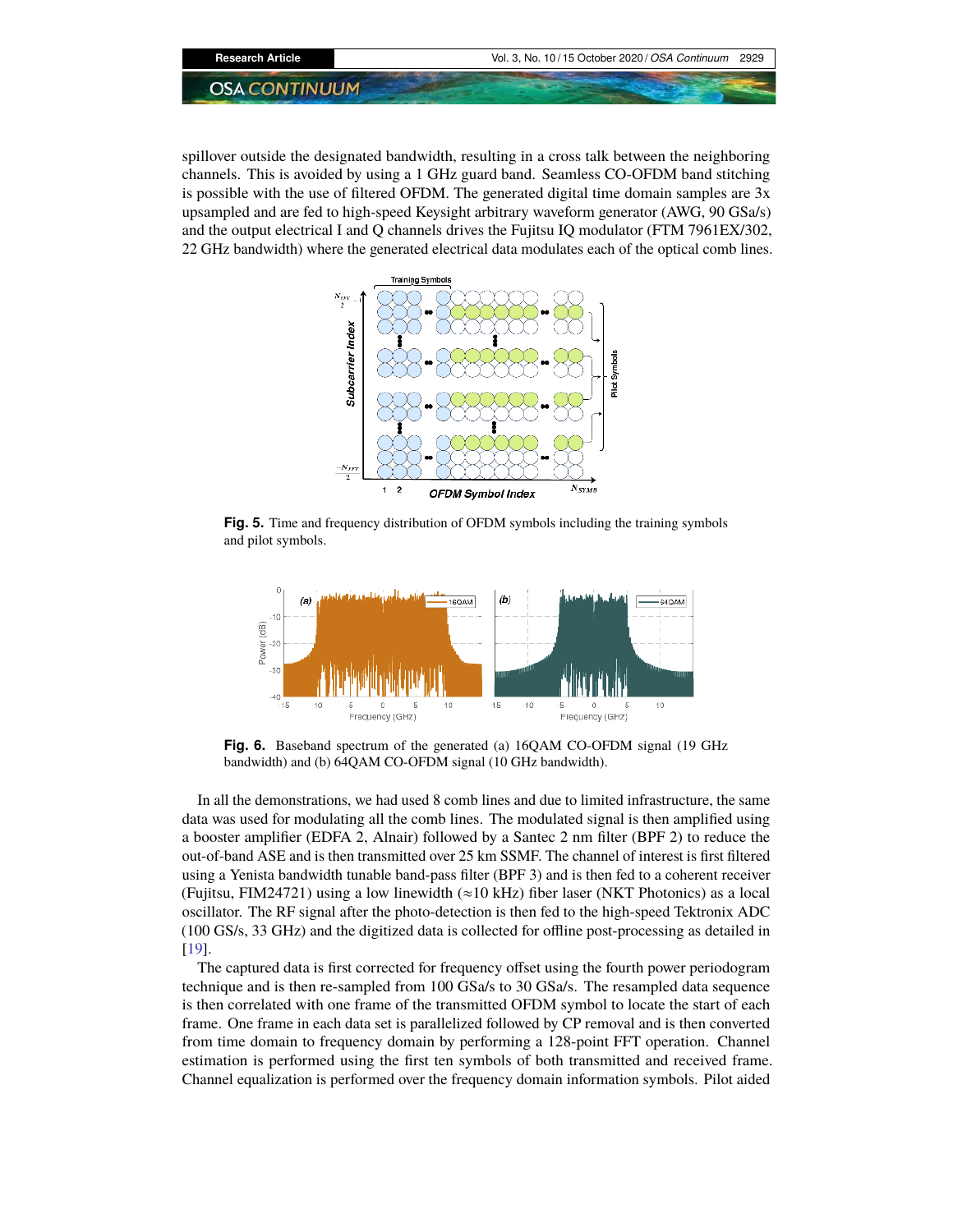spillover outside the designated bandwidth, resulting in a cross talk between the neighboring channels. This is avoided by using a 1 GHz guard band. Seamless CO-OFDM band stitching is possible with the use of filtered OFDM. The generated digital time domain samples are 3x upsampled and are fed to high-speed Keysight arbitrary waveform generator (AWG, 90 GSa/s) and the output electrical I and Q channels drives the Fujitsu IQ modulator (FTM 7961EX/302, 22 GHz bandwidth) where the generated electrical data modulates each of the optical comb lines.

**Fig. 5.** Time and frequency distribution of OFDM symbols including the training symbols and pilot symbols.

**Fig. 6.** Baseband spectrum of the generated (a) 16QAM CO-OFDM signal (19 GHz bandwidth) and (b) 64QAM CO-OFDM signal (10 GHz bandwidth).

In all the demonstrations, we had used 8 comb lines and due to limited infrastructure, the same data was used for modulating all the comb lines. The modulated signal is then amplified using a booster amplifier (EDFA 2, Alnair) followed by a Santec 2 nm filter (BPF 2) to reduce the out-of-band ASE and is then transmitted over 25 km SSMF. The channel of interest is first filtered using a Yenista bandwidth tunable band-pass filter (BPF 3) and is then fed to a coherent receiver (Fujitsu, FIM24721) using a low linewidth (≈10 kHz) fiber laser (NKT Photonics) as a local oscillator. The RF signal after the photo-detection is then fed to the high-speed Tektronix ADC (100 GS/s, 33 GHz) and the digitized data is collected for offline post-processing as detailed in [19].

The captured data is first corrected for frequency offset using the fourth power periodogram technique and is then re-sampled from 100 GSa/s to 30 GSa/s. The resampled data sequence is then correlated with one frame of the transmitted OFDM symbol to locate the start of each frame. One frame in each data set is parallelized followed by CP removal and is then converted from time domain to frequency domain by performing a 128-point FFT operation. Channel estimation is performed using the first ten symbols of both transmitted and received frame. Channel equalization is performed over the frequency domain information symbols. Pilot aided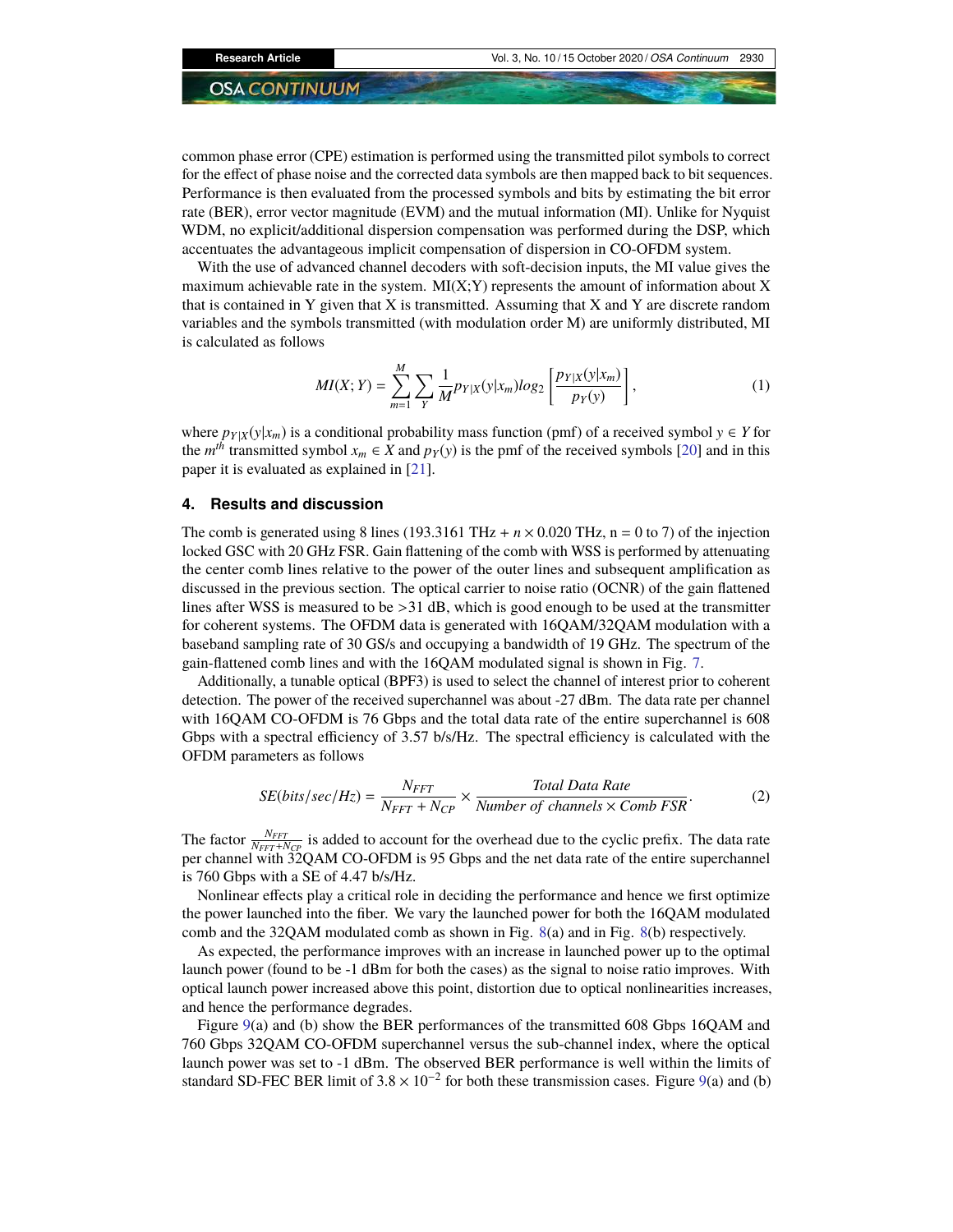common phase error (CPE) estimation is performed using the transmitted pilot symbols to correct for the effect of phase noise and the corrected data symbols are then mapped back to bit sequences. Performance is then evaluated from the processed symbols and bits by estimating the bit error rate (BER), error vector magnitude (EVM) and the mutual information (MI). Unlike for Nyquist WDM, no explicit/additional dispersion compensation was performed during the DSP, which accentuates the advantageous implicit compensation of dispersion in CO-OFDM system.

With the use of advanced channel decoders with soft-decision inputs, the MI value gives the maximum achievable rate in the system. MI(X;Y) represents the amount of information about X that is contained in Y given that X is transmitted. Assuming that X and Y are discrete random variables and the symbols transmitted (with modulation order M) are uniformly distributed, MI is calculated as follows

$$MI(X;Y) = \sum_{m=1}^{M} \sum_{Y} \frac{1}{M} p_{Y|X}(y|x_m) log_2 \left[ \frac{p_{Y|X}(y|x_m)}{p_Y(y)} \right], \tag{1}$$

where $p_{Y|X}(y|x_m)$ is a conditional probability mass function (pmf) of a received symbol $y \in Y$ for the $m^{th}$ transmitted symbol $x_m \in X$ and $p_Y(y)$ is the pmf of the received symbols [20] and in this paper it is evaluated as explained in [21].

## 4. Results and discussion

The comb is generated using 8 lines (193.3161 THz + $n \times 0.020$ THz, n = 0 to 7) of the injection locked GSC with 20 GHz FSR. Gain flattening of the comb with WSS is performed by attenuating the center comb lines relative to the power of the outer lines and subsequent amplification as discussed in the previous section. The optical carrier to noise ratio (OCNR) of the gain flattened lines after WSS is measured to be >31 dB, which is good enough to be used at the transmitter for coherent systems. The OFDM data is generated with 16QAM/32QAM modulation with a baseband sampling rate of 30 GS/s and occupying a bandwidth of 19 GHz. The spectrum of the gain-flattened comb lines and with the 16QAM modulated signal is shown in Fig. 7.

Additionally, a tunable optical (BPF3) is used to select the channel of interest prior to coherent detection. The power of the received superchannel was about -27 dBm. The data rate per channel with 16QAM CO-OFDM is 76 Gbps and the total data rate of the entire superchannel is 608 Gbps with a spectral efficiency of 3.57 b/s/Hz. The spectral efficiency is calculated with the OFDM parameters as follows

$$SE(bits/sec/Hz) = \frac{N_{FFT}}{N_{FFT} + N_{CP}} \times \frac{Total\ Data\ Rate}{Number\ of\ channels \times Comb\ FSR}. \tag{2}$$

The factor $\frac{N_{FFT}}{N_{FFT}+N_{CP}}$ is added to account for the overhead due to the cyclic prefix. The data rate per channel with 32QAM CO-OFDM is 95 Gbps and the net data rate of the entire superchannel is 760 Gbps with a SE of 4.47 b/s/Hz.

Nonlinear effects play a critical role in deciding the performance and hence we first optimize the power launched into the fiber. We vary the launched power for both the 16QAM modulated comb and the 32QAM modulated comb as shown in Fig. 8(a) and in Fig. 8(b) respectively.

As expected, the performance improves with an increase in launched power up to the optimal launch power (found to be -1 dBm for both the cases) as the signal to noise ratio improves. With optical launch power increased above this point, distortion due to optical nonlinearities increases, and hence the performance degrades.

Figure 9(a) and (b) show the BER performances of the transmitted 608 Gbps 16QAM and 760 Gbps 32QAM CO-OFDM superchannel versus the sub-channel index, where the optical launch power was set to -1 dBm. The observed BER performance is well within the limits of standard SD-FEC BER limit of $3.8 \times 10^{-2}$ for both these transmission cases. Figure 9(a) and (b)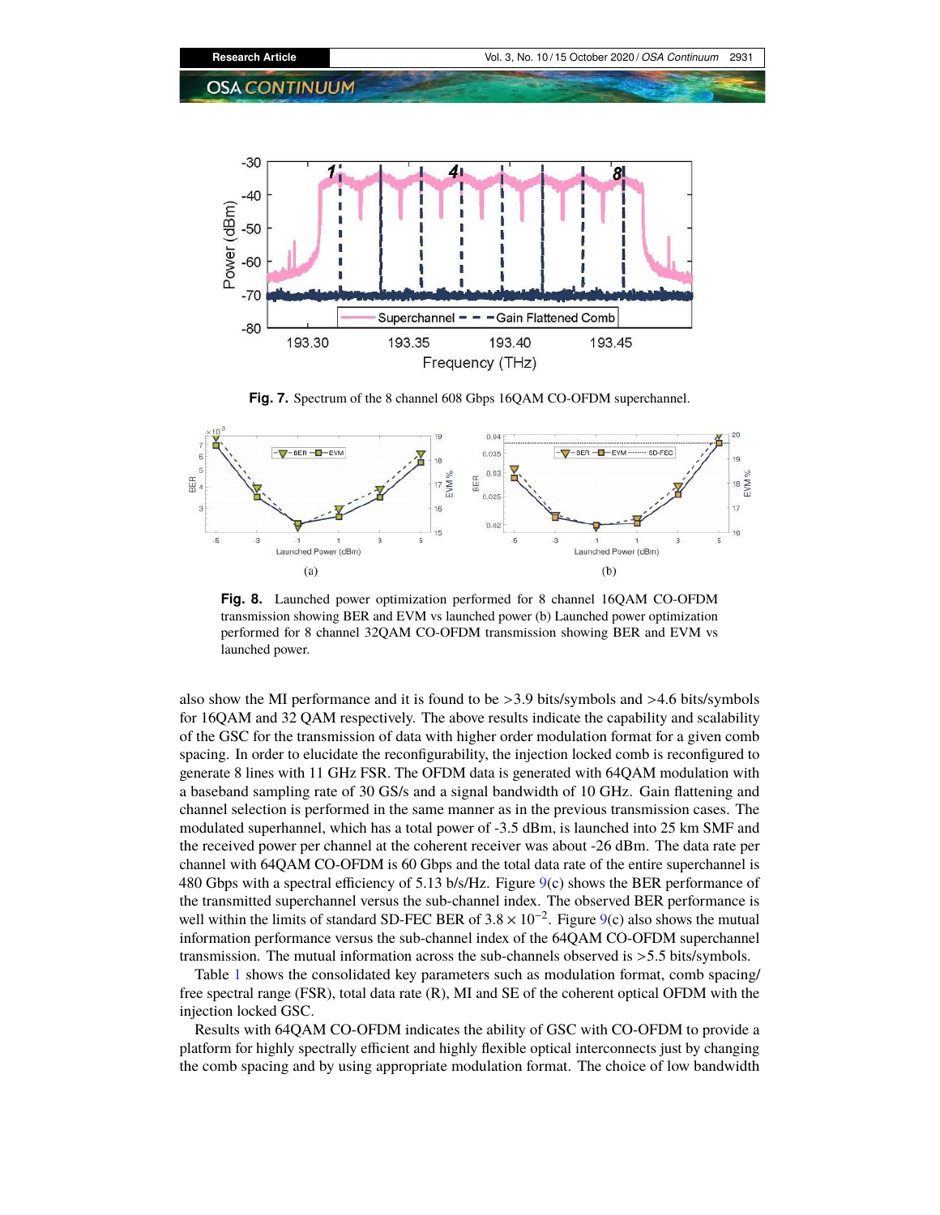Fig. 7. Spectrum of the 8 channel 608 Gbps 16QAM CO-OFDM superchannel.

Fig. 8. Launched power optimization performed for 8 channel 16QAM CO-OFDM transmission showing BER and EVM vs launched power (b) Launched power optimization performed for 8 channel 32QAM CO-OFDM transmission showing BER and EVM vs launched power.

also show the MI performance and it is found to be >3.9 bits/symbols and >4.6 bits/symbols for 16QAM and 32 QAM respectively. The above results indicate the capability and scalability of the GSC for the transmission of data with higher order modulation format for a given comb spacing. In order to elucidate the reconfigurability, the injection locked comb is reconfigured to generate 8 lines with 11 GHz FSR. The OFDM data is generated with 64QAM modulation with a baseband sampling rate of 30 GS/s and a signal bandwidth of 10 GHz. Gain flattening and channel selection is performed in the same manner as in the previous transmission cases. The modulated superhannel, which has a total power of -3.5 dBm, is launched into 25 km SMF and the received power per channel at the coherent receiver was about -26 dBm. The data rate per channel with 64QAM CO-OFDM is 60 Gbps and the total data rate of the entire superchannel is 480 Gbps with a spectral efficiency of 5.13 b/s/Hz. Figure 9(c) shows the BER performance of the transmitted superchannel versus the sub-channel index. The observed BER performance is well within the limits of standard SD-FEC BER of $3.8 \times 10^{-2}$. Figure 9(c) also shows the mutual information performance versus the sub-channel index of the 64QAM CO-OFDM superchannel transmission. The mutual information across the sub-channels observed is >5.5 bits/symbols.

Table 1 shows the consolidated key parameters such as modulation format, comb spacing/ free spectral range (FSR), total data rate (R), MI and SE of the coherent optical OFDM with the injection locked GSC.

Results with 64QAM CO-OFDM indicates the ability of GSC with CO-OFDM to provide a platform for highly spectrally efficient and highly flexible optical interconnects just by changing the comb spacing and by using appropriate modulation format. The choice of low bandwidth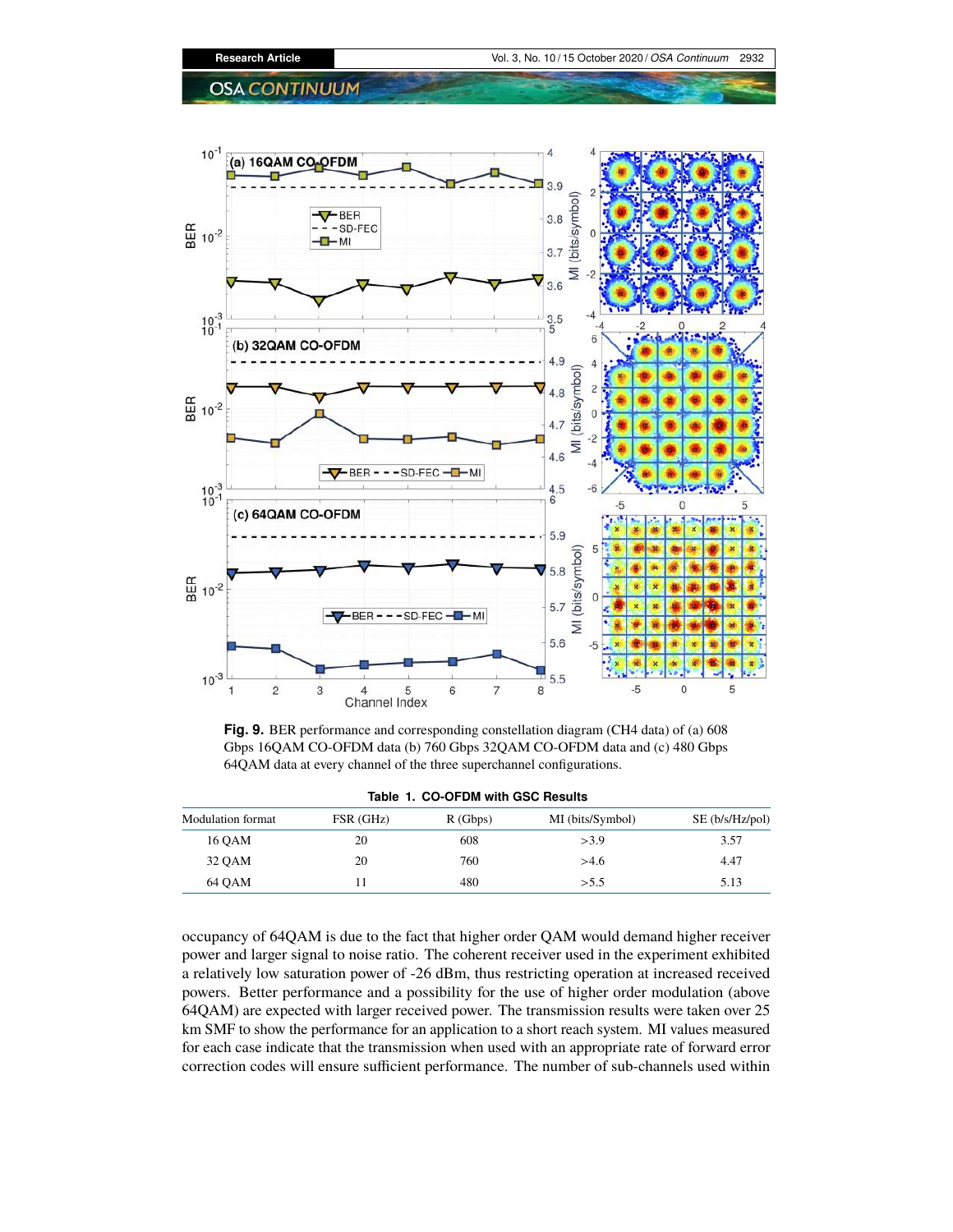**Fig. 9.** BER performance and corresponding constellation diagram (CH4 data) of (a) 608 Gbps 16QAM CO-OFDM data (b) 760 Gbps 32QAM CO-OFDM data and (c) 480 Gbps 64QAM data at every channel of the three superchannel configurations.

**Table 1. CO-OFDM with GSC Results**

| Modulation format | FSR (GHz) | R (Gbps) | MI (bits/Symbol) | SE (b/s/Hz/pol) |
|---|---|---|---|---|
| 16 QAM | 20 | 608 | >3.9 | 3.57 |
| 32 QAM | 20 | 760 | >4.6 | 4.47 |
| 64 QAM | 11 | 480 | >5.5 | 5.13 |

occupancy of 64QAM is due to the fact that higher order QAM would demand higher receiver power and larger signal to noise ratio. The coherent receiver used in the experiment exhibited a relatively low saturation power of -26 dBm, thus restricting operation at increased received powers. Better performance and a possibility for the use of higher order modulation (above 64QAM) are expected with larger received power. The transmission results were taken over 25 km SMF to show the performance for an application to a short reach system. MI values measured for each case indicate that the transmission when used with an appropriate rate of forward error correction codes will ensure sufficient performance. The number of sub-channels used within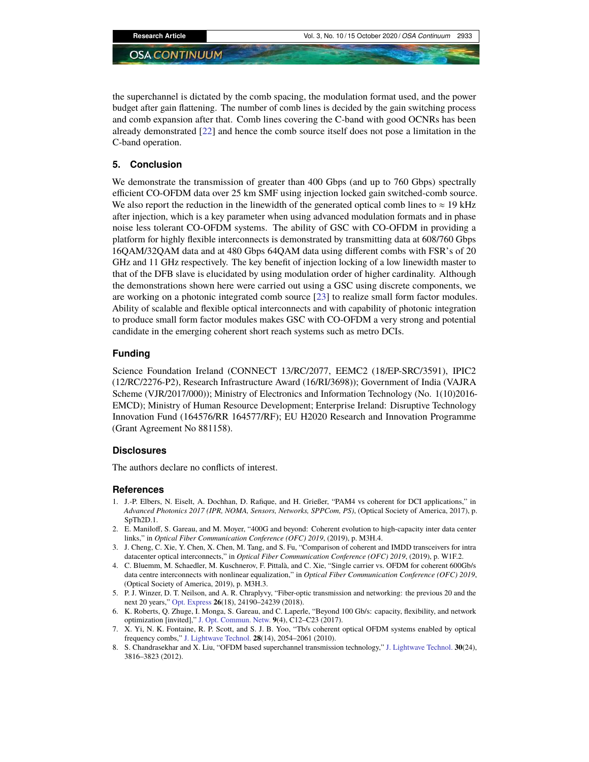the superchannel is dictated by the comb spacing, the modulation format used, and the power budget after gain flattening. The number of comb lines is decided by the gain switching process and comb expansion after that. Comb lines covering the C-band with good OCNRs has been already demonstrated [22] and hence the comb source itself does not pose a limitation in the C-band operation.

## 5. Conclusion

We demonstrate the transmission of greater than 400 Gbps (and up to 760 Gbps) spectrally efficient CO-OFDM data over 25 km SMF using injection locked gain switched-comb source. We also report the reduction in the linewidth of the generated optical comb lines to $\approx$ 19 kHz after injection, which is a key parameter when using advanced modulation formats and in phase noise less tolerant CO-OFDM systems. The ability of GSC with CO-OFDM in providing a platform for highly flexible interconnects is demonstrated by transmitting data at 608/760 Gbps 16QAM/32QAM data and at 480 Gbps 64QAM data using different combs with FSR's of 20 GHz and 11 GHz respectively. The key benefit of injection locking of a low linewidth master to that of the DFB slave is elucidated by using modulation order of higher cardinality. Although the demonstrations shown here were carried out using a GSC using discrete components, we are working on a photonic integrated comb source [23] to realize small form factor modules. Ability of scalable and flexible optical interconnects and with capability of photonic integration to produce small form factor modules makes GSC with CO-OFDM a very strong and potential candidate in the emerging coherent short reach systems such as metro DCIs.

## Funding

Science Foundation Ireland (CONNECT 13/RC/2077, EEMC2 (18/EP-SRC/3591), IPIC2 (12/RC/2276-P2), Research Infrastructure Award (16/RI/3698)); Government of India (VAJRA Scheme (VJR/2017/000)); Ministry of Electronics and Information Technology (No. 1(10)2016-EMCD); Ministry of Human Resource Development; Enterprise Ireland: Disruptive Technology Innovation Fund (164576/RR 164577/RF); EU H2020 Research and Innovation Programme (Grant Agreement No 881158).

## Disclosures

The authors declare no conflicts of interest.

## References

1. J.-P. Elbers, N. Eiselt, A. Dochhan, D. Rafique, and H. Grießer, "PAM4 vs coherent for DCI applications," in *Advanced Photonics 2017 (IPR, NOMA, Sensors, Networks, SPPCom, PS)*, (Optical Society of America, 2017), p. SpTh2D.1.
2. E. Maniloff, S. Gareau, and M. Moyer, "400G and beyond: Coherent evolution to high-capacity inter data center links," in *Optical Fiber Communication Conference (OFC) 2019*, (2019), p. M3H.4.
3. J. Cheng, C. Xie, Y. Chen, X. Chen, M. Tang, and S. Fu, "Comparison of coherent and IMDD transceivers for intra datacenter optical interconnects," in *Optical Fiber Communication Conference (OFC) 2019*, (2019), p. W1F.2.
4. C. Bluemm, M. Schaedler, M. Kuschnerov, F. Pittalà, and C. Xie, "Single carrier vs. OFDM for coherent 600Gb/s data centre interconnects with nonlinear equalization," in *Optical Fiber Communication Conference (OFC) 2019*, (Optical Society of America, 2019), p. M3H.3.
5. P. J. Winzer, D. T. Neilson, and A. R. Chraplyvy, "Fiber-optic transmission and networking: the previous 20 and the next 20 years," Opt. Express **26**(18), 24190–24239 (2018).
6. K. Roberts, Q. Zhuge, I. Monga, S. Gareau, and C. Laperle, "Beyond 100 Gb/s: capacity, flexibility, and network optimization [invited]," J. Opt. Commun. Netw. **9**(4), C12–C23 (2017).
7. X. Yi, N. K. Fontaine, R. P. Scott, and S. J. B. Yoo, "Tb/s coherent optical OFDM systems enabled by optical frequency combs," J. Lightwave Technol. **28**(14), 2054–2061 (2010).
8. S. Chandrasekhar and X. Liu, "OFDM based superchannel transmission technology," J. Lightwave Technol. **30**(24), 3816–3823 (2012).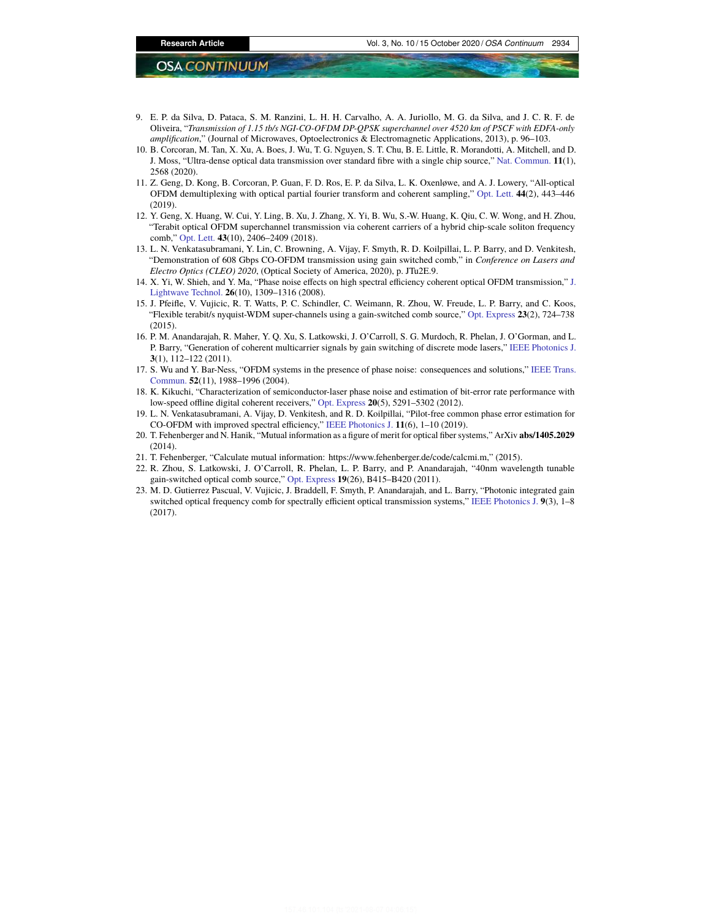9. E. P. da Silva, D. Pataca, S. M. Ranzini, L. H. H. Carvalho, A. A. Juriollo, M. G. da Silva, and J. C. R. F. de Oliveira, "*Transmission of 1.15 tb/s NGI-CO-OFDM DP-QPSK superchannel over 4520 km of PSCF with EDFA-only amplification*," (Journal of Microwaves, Optoelectronics & Electromagnetic Applications, 2013), p. 96–103.
10. B. Corcoran, M. Tan, X. Xu, A. Boes, J. Wu, T. G. Nguyen, S. T. Chu, B. E. Little, R. Morandotti, A. Mitchell, and D. J. Moss, "Ultra-dense optical data transmission over standard fibre with a single chip source," Nat. Commun. **11**(1), 2568 (2020).
11. Z. Geng, D. Kong, B. Corcoran, P. Guan, F. D. Ros, E. P. da Silva, L. K. Oxenløwe, and A. J. Lowery, "All-optical OFDM demultiplexing with optical partial fourier transform and coherent sampling," Opt. Lett. **44**(2), 443–446 (2019).
12. Y. Geng, X. Huang, W. Cui, Y. Ling, B. Xu, J. Zhang, X. Yi, B. Wu, S.-W. Huang, K. Qiu, C. W. Wong, and H. Zhou, "Terabit optical OFDM superchannel transmission via coherent carriers of a hybrid chip-scale soliton frequency comb," Opt. Lett. **43**(10), 2406–2409 (2018).
13. L. N. Venkatasubramani, Y. Lin, C. Browning, A. Vijay, F. Smyth, R. D. Koilpillai, L. P. Barry, and D. Venkitesh, "Demonstration of 608 Gbps CO-OFDM transmission using gain switched comb," in *Conference on Lasers and Electro Optics (CLEO) 2020*, (Optical Society of America, 2020), p. JTu2E.9.
14. X. Yi, W. Shieh, and Y. Ma, "Phase noise effects on high spectral efficiency coherent optical OFDM transmission," J. Lightwave Technol. **26**(10), 1309–1316 (2008).
15. J. Pfeifle, V. Vujicic, R. T. Watts, P. C. Schindler, C. Weimann, R. Zhou, W. Freude, L. P. Barry, and C. Koos, "Flexible terabit/s nyquist-WDM super-channels using a gain-switched comb source," Opt. Express **23**(2), 724–738 (2015).
16. P. M. Anandarajah, R. Maher, Y. Q. Xu, S. Latkowski, J. O'Carroll, S. G. Murdoch, R. Phelan, J. O'Gorman, and L. P. Barry, "Generation of coherent multicarrier signals by gain switching of discrete mode lasers," IEEE Photonics J. **3**(1), 112–122 (2011).
17. S. Wu and Y. Bar-Ness, "OFDM systems in the presence of phase noise: consequences and solutions," IEEE Trans. Commun. **52**(11), 1988–1996 (2004).
18. K. Kikuchi, "Characterization of semiconductor-laser phase noise and estimation of bit-error rate performance with low-speed offline digital coherent receivers," Opt. Express **20**(5), 5291–5302 (2012).
19. L. N. Venkatasubramani, A. Vijay, D. Venkitesh, and R. D. Koilpillai, "Pilot-free common phase error estimation for CO-OFDM with improved spectral efficiency," IEEE Photonics J. **11**(6), 1–10 (2019).
20. T. Fehenberger and N. Hanik, "Mutual information as a figure of merit for optical fiber systems," ArXiv **abs/1405.2029** (2014).
21. T. Fehenberger, "Calculate mutual information: https://www.fehenberger.de/code/calcmi.m," (2015).
22. R. Zhou, S. Latkowski, J. O'Carroll, R. Phelan, L. P. Barry, and P. Anandarajah, "40nm wavelength tunable gain-switched optical comb source," Opt. Express **19**(26), B415–B420 (2011).
23. M. D. Gutierrez Pascual, V. Vujicic, J. Braddell, F. Smyth, P. Anandarajah, and L. Barry, "Photonic integrated gain switched optical frequency comb for spectrally efficient optical transmission systems," IEEE Photonics J. **9**(3), 1–8 (2017).